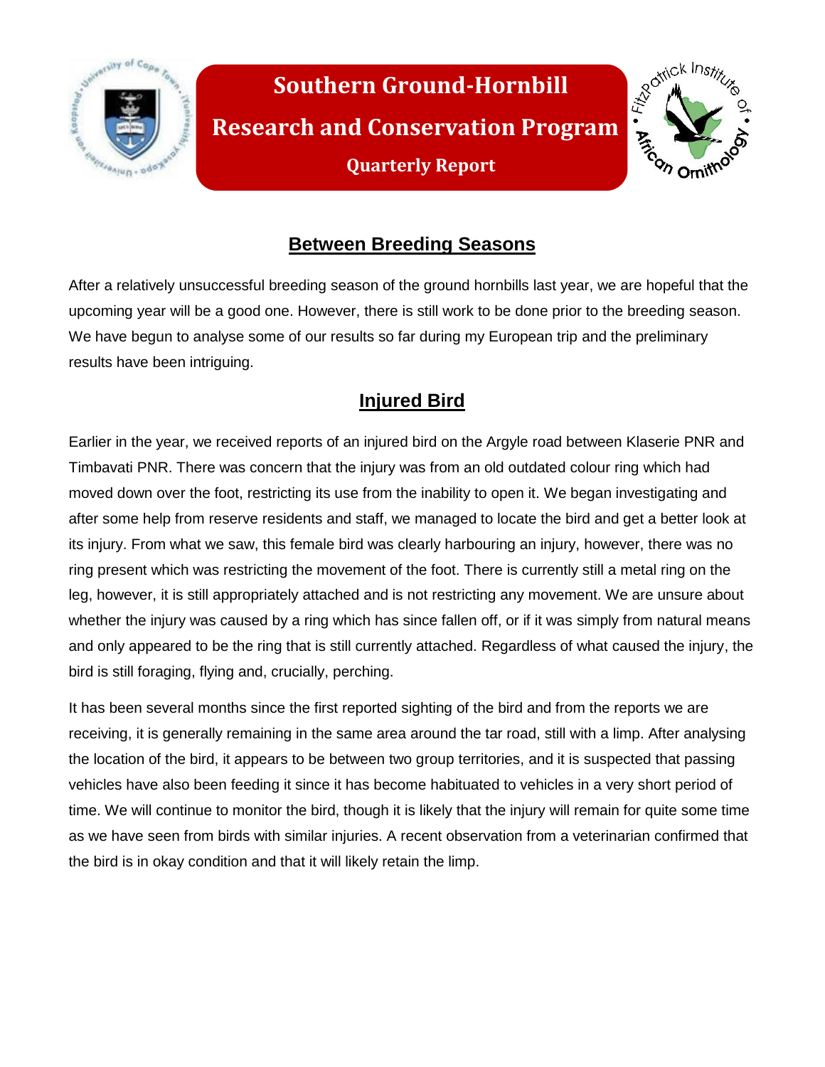# Southern Ground-Hornbill

# Research and Conservation Program

### Quarterly Report

## Between Breeding Seasons

After a relatively unsuccessful breeding season of the ground hornbills last year, we are hopeful that the upcoming year will be a good one. However, there is still work to be done prior to the breeding season. We have begun to analyse some of our results so far during my European trip and the preliminary results have been intriguing.

## Injured Bird

Earlier in the year, we received reports of an injured bird on the Argyle road between Klaserie PNR and Timbavati PNR. There was concern that the injury was from an old outdated colour ring which had moved down over the foot, restricting its use from the inability to open it. We began investigating and after some help from reserve residents and staff, we managed to locate the bird and get a better look at its injury. From what we saw, this female bird was clearly harbouring an injury, however, there was no ring present which was restricting the movement of the foot. There is currently still a metal ring on the leg, however, it is still appropriately attached and is not restricting any movement. We are unsure about whether the injury was caused by a ring which has since fallen off, or if it was simply from natural means and only appeared to be the ring that is still currently attached. Regardless of what caused the injury, the bird is still foraging, flying and, crucially, perching.

It has been several months since the first reported sighting of the bird and from the reports we are receiving, it is generally remaining in the same area around the tar road, still with a limp. After analysing the location of the bird, it appears to be between two group territories, and it is suspected that passing vehicles have also been feeding it since it has become habituated to vehicles in a very short period of time. We will continue to monitor the bird, though it is likely that the injury will remain for quite some time as we have seen from birds with similar injuries. A recent observation from a veterinarian confirmed that the bird is in okay condition and that it will likely retain the limp.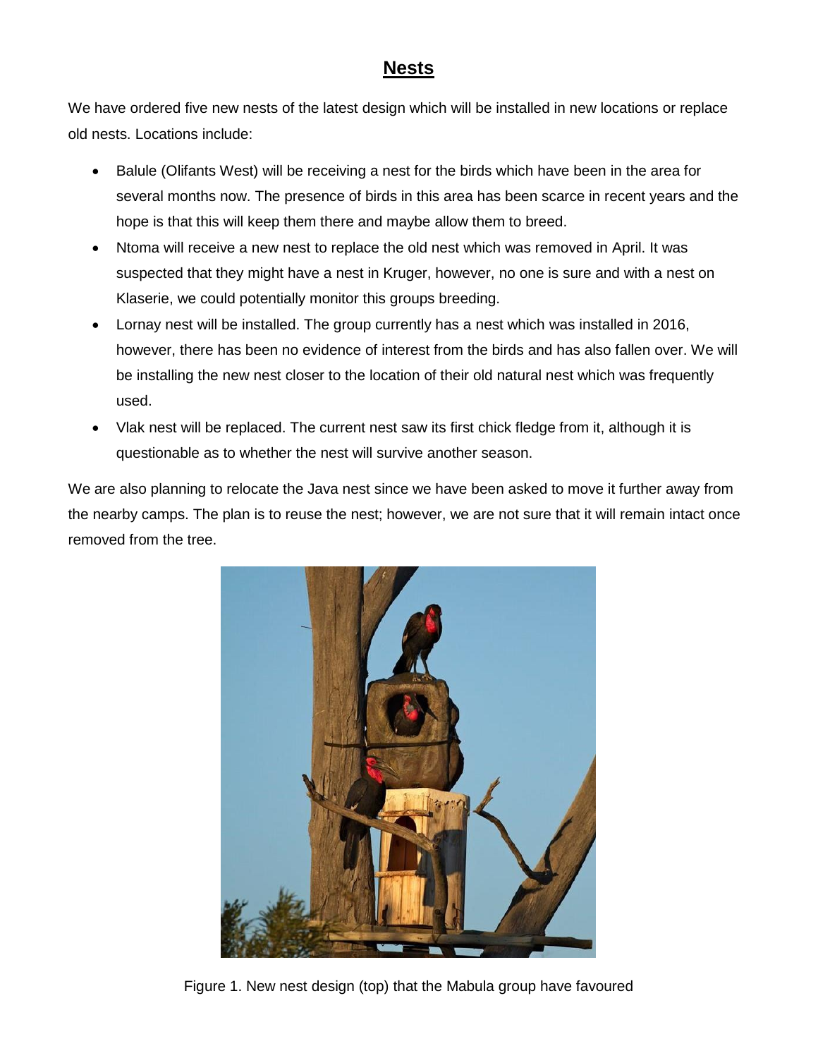# Nests

We have ordered five new nests of the latest design which will be installed in new locations or replace old nests. Locations include:

- Balule (Olifants West) will be receiving a nest for the birds which have been in the area for several months now. The presence of birds in this area has been scarce in recent years and the hope is that this will keep them there and maybe allow them to breed.
- Ntoma will receive a new nest to replace the old nest which was removed in April. It was suspected that they might have a nest in Kruger, however, no one is sure and with a nest on Klaserie, we could potentially monitor this groups breeding.
- Lornay nest will be installed. The group currently has a nest which was installed in 2016, however, there has been no evidence of interest from the birds and has also fallen over. We will be installing the new nest closer to the location of their old natural nest which was frequently used.
- Vlak nest will be replaced. The current nest saw its first chick fledge from it, although it is questionable as to whether the nest will survive another season.

We are also planning to relocate the Java nest since we have been asked to move it further away from the nearby camps. The plan is to reuse the nest; however, we are not sure that it will remain intact once removed from the tree.

Figure 1. New nest design (top) that the Mabula group have favoured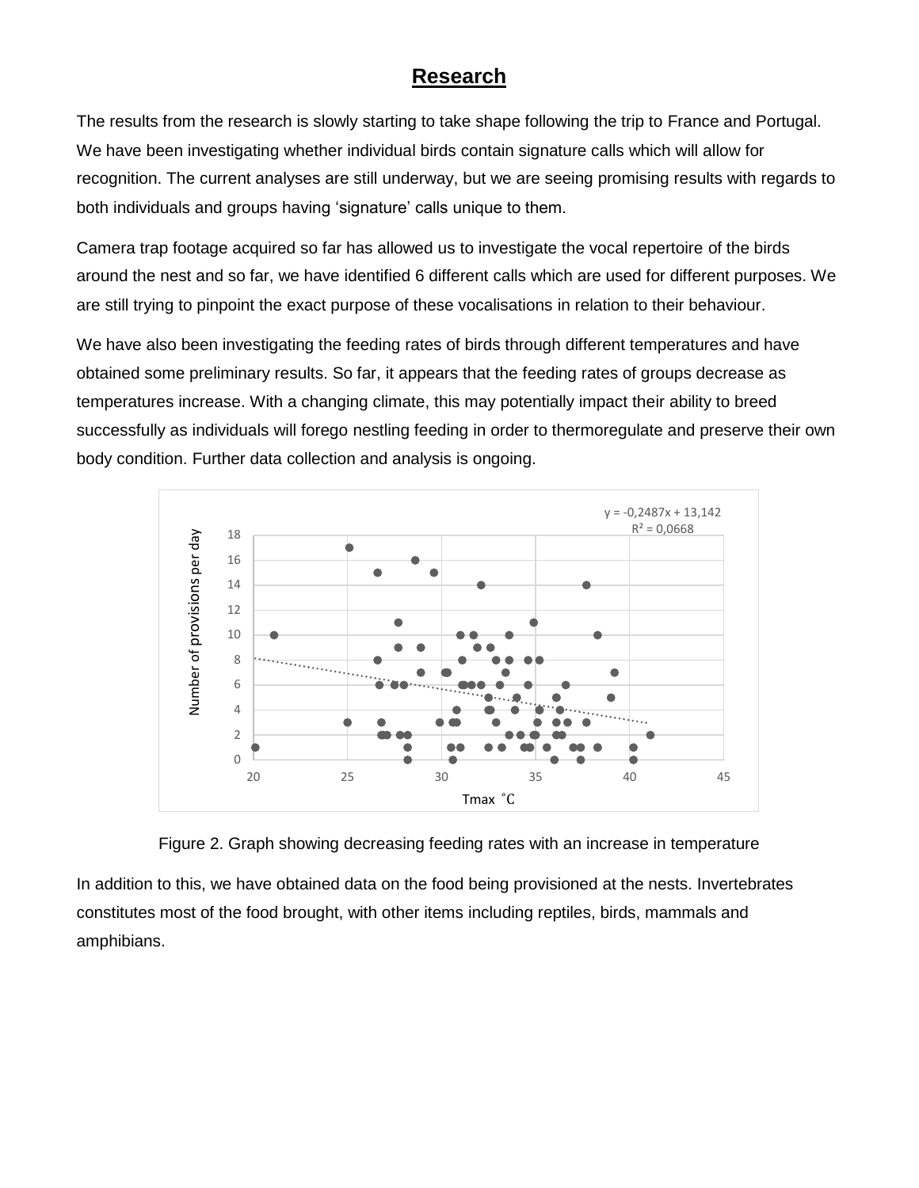# **Research**

The results from the research is slowly starting to take shape following the trip to France and Portugal. We have been investigating whether individual birds contain signature calls which will allow for recognition. The current analyses are still underway, but we are seeing promising results with regards to both individuals and groups having 'signature' calls unique to them.

Camera trap footage acquired so far has allowed us to investigate the vocal repertoire of the birds around the nest and so far, we have identified 6 different calls which are used for different purposes. We are still trying to pinpoint the exact purpose of these vocalisations in relation to their behaviour.

We have also been investigating the feeding rates of birds through different temperatures and have obtained some preliminary results. So far, it appears that the feeding rates of groups decrease as temperatures increase. With a changing climate, this may potentially impact their ability to breed successfully as individuals will forego nestling feeding in order to thermoregulate and preserve their own body condition. Further data collection and analysis is ongoing.

$y = -0,2487x + 13,142$
$R^2 = 0,0668$

Figure 2. Graph showing decreasing feeding rates with an increase in temperature

In addition to this, we have obtained data on the food being provisioned at the nests. Invertebrates constitutes most of the food brought, with other items including reptiles, birds, mammals and amphibians.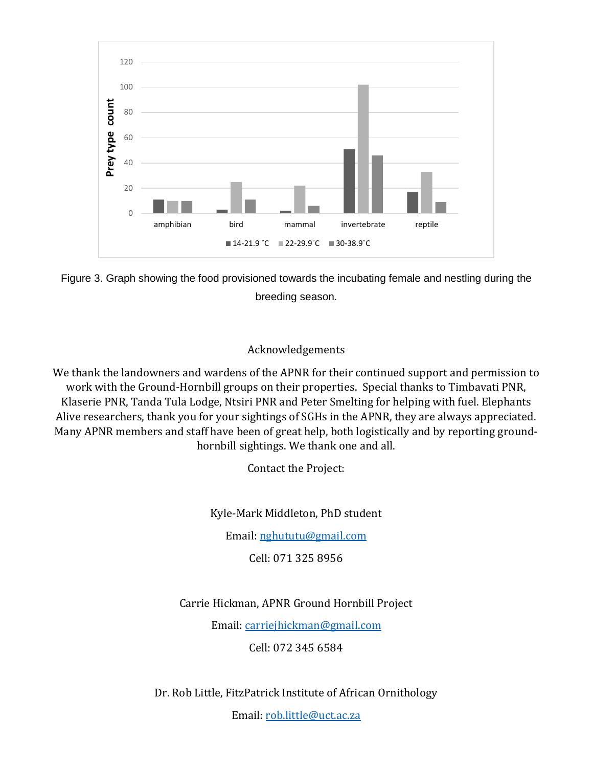120
100
80
60
40
20
0

Prey type count

amphibian bird mammal invertebrate reptile

14-21.9 ˚C 22-29.9˚C 30-38.9˚C

Figure 3. Graph showing the food provisioned towards the incubating female and nestling during the breeding season.

## Acknowledgements

We thank the landowners and wardens of the APNR for their continued support and permission to work with the Ground-Hornbill groups on their properties. Special thanks to Timbavati PNR, Klaserie PNR, Tanda Tula Lodge, Ntsiri PNR and Peter Smelting for helping with fuel. Elephants Alive researchers, thank you for your sightings of SGHs in the APNR, they are always appreciated. Many APNR members and staff have been of great help, both logistically and by reporting ground-hornbill sightings. We thank one and all.

Contact the Project:

Kyle-Mark Middleton, PhD student

Email: nghututu@gmail.com

Cell: 071 325 8956

Carrie Hickman, APNR Ground Hornbill Project

Email: carriejhickman@gmail.com

Cell: 072 345 6584

Dr. Rob Little, FitzPatrick Institute of African Ornithology

Email: rob.little@uct.ac.za